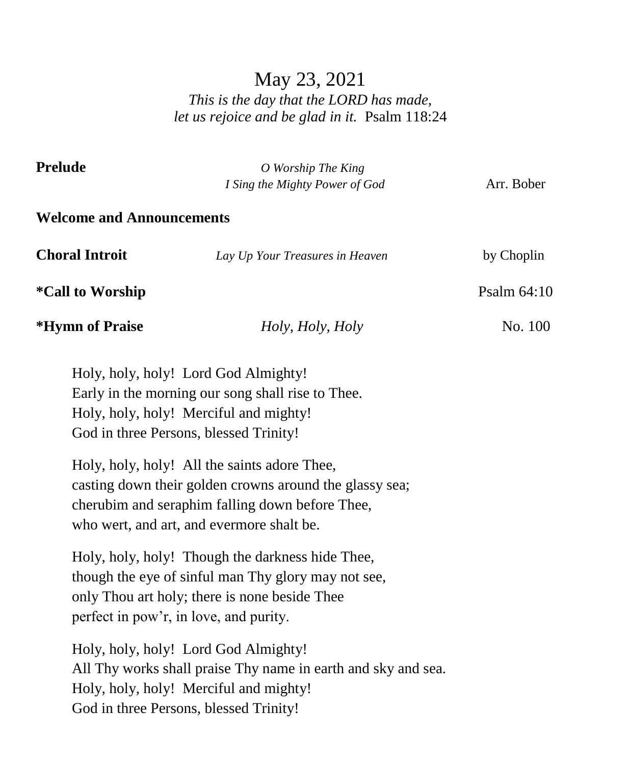# May 23, 2021

*This is the day that the LORD has made,*
*let us rejoice and be glad in it.* Psalm 118:24

**Prelude** *O Worship The King*
*I Sing the Mighty Power of God* Arr. Bober

**Welcome and Announcements**

**Choral Introit** *Lay Up Your Treasures in Heaven* by Choplin

**\*Call to Worship** Psalm 64:10

**\*Hymn of Praise** *Holy, Holy, Holy* No. 100

Holy, holy, holy! Lord God Almighty!
Early in the morning our song shall rise to Thee.
Holy, holy, holy! Merciful and mighty!
God in three Persons, blessed Trinity!

Holy, holy, holy! All the saints adore Thee,
casting down their golden crowns around the glassy sea;
cherubim and seraphim falling down before Thee,
who wert, and art, and evermore shalt be.

Holy, holy, holy! Though the darkness hide Thee,
though the eye of sinful man Thy glory may not see,
only Thou art holy; there is none beside Thee
perfect in pow'r, in love, and purity.

Holy, holy, holy! Lord God Almighty!
All Thy works shall praise Thy name in earth and sky and sea.
Holy, holy, holy! Merciful and mighty!
God in three Persons, blessed Trinity!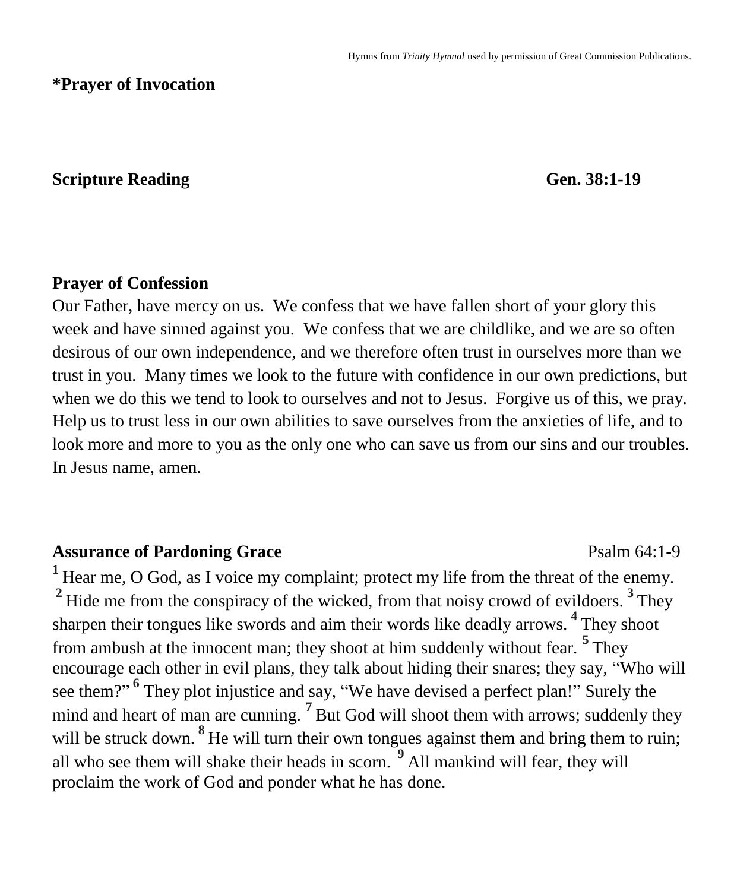Hymns from *Trinity Hymnal* used by permission of Great Commission Publications.

**\*Prayer of Invocation**

**Scripture Reading** **Gen. 38:1-19**

**Prayer of Confession**

Our Father, have mercy on us. We confess that we have fallen short of your glory this week and have sinned against you. We confess that we are childlike, and we are so often desirous of our own independence, and we therefore often trust in ourselves more than we trust in you. Many times we look to the future with confidence in our own predictions, but when we do this we tend to look to ourselves and not to Jesus. Forgive us of this, we pray. Help us to trust less in our own abilities to save ourselves from the anxieties of life, and to look more and more to you as the only one who can save us from our sins and our troubles. In Jesus name, amen.

**Assurance of Pardoning Grace** Psalm 64:1-9

**1** Hear me, O God, as I voice my complaint; protect my life from the threat of the enemy. **2** Hide me from the conspiracy of the wicked, from that noisy crowd of evildoers. **3** They sharpen their tongues like swords and aim their words like deadly arrows. **4** They shoot from ambush at the innocent man; they shoot at him suddenly without fear. **5** They encourage each other in evil plans, they talk about hiding their snares; they say, "Who will see them?" **6** They plot injustice and say, "We have devised a perfect plan!" Surely the mind and heart of man are cunning. **7** But God will shoot them with arrows; suddenly they will be struck down. **8** He will turn their own tongues against them and bring them to ruin; all who see them will shake their heads in scorn. **9** All mankind will fear, they will proclaim the work of God and ponder what he has done.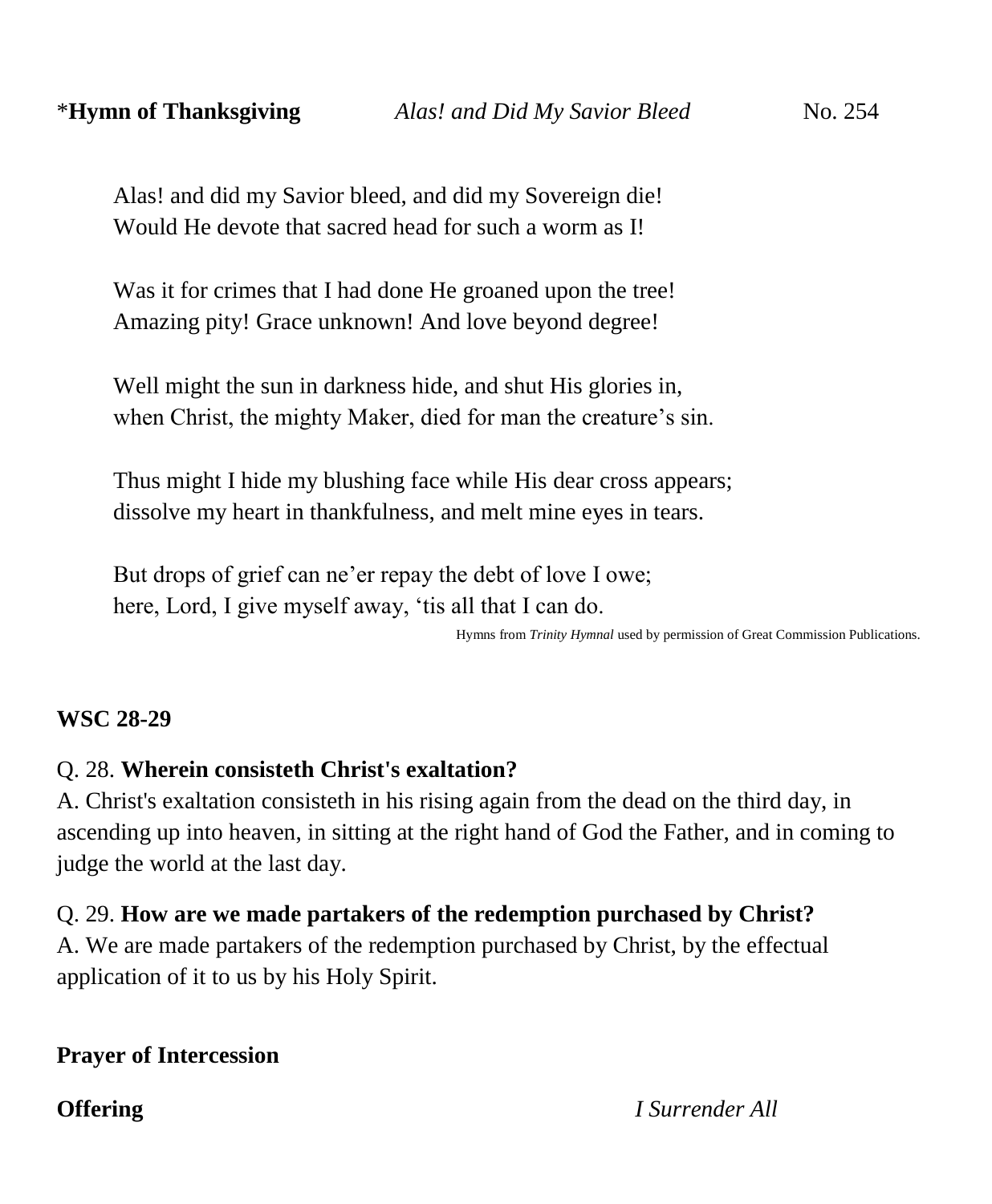*Hymn of Thanksgiving* — this is bold; let me format properly.

**\*Hymn of Thanksgiving** *Alas! and Did My Savior Bleed* No. 254

Alas! and did my Savior bleed, and did my Sovereign die!
Would He devote that sacred head for such a worm as I!

Was it for crimes that I had done He groaned upon the tree!
Amazing pity! Grace unknown! And love beyond degree!

Well might the sun in darkness hide, and shut His glories in,
when Christ, the mighty Maker, died for man the creature's sin.

Thus might I hide my blushing face while His dear cross appears;
dissolve my heart in thankfulness, and melt mine eyes in tears.

But drops of grief can ne'er repay the debt of love I owe;
here, Lord, I give myself away, 'tis all that I can do.

Hymns from *Trinity Hymnal* used by permission of Great Commission Publications.

**WSC 28-29**

Q. 28. **Wherein consisteth Christ's exaltation?**
A. Christ's exaltation consisteth in his rising again from the dead on the third day, in ascending up into heaven, in sitting at the right hand of God the Father, and in coming to judge the world at the last day.

Q. 29. **How are we made partakers of the redemption purchased by Christ?**
A. We are made partakers of the redemption purchased by Christ, by the effectual application of it to us by his Holy Spirit.

**Prayer of Intercession**

**Offering** *I Surrender All*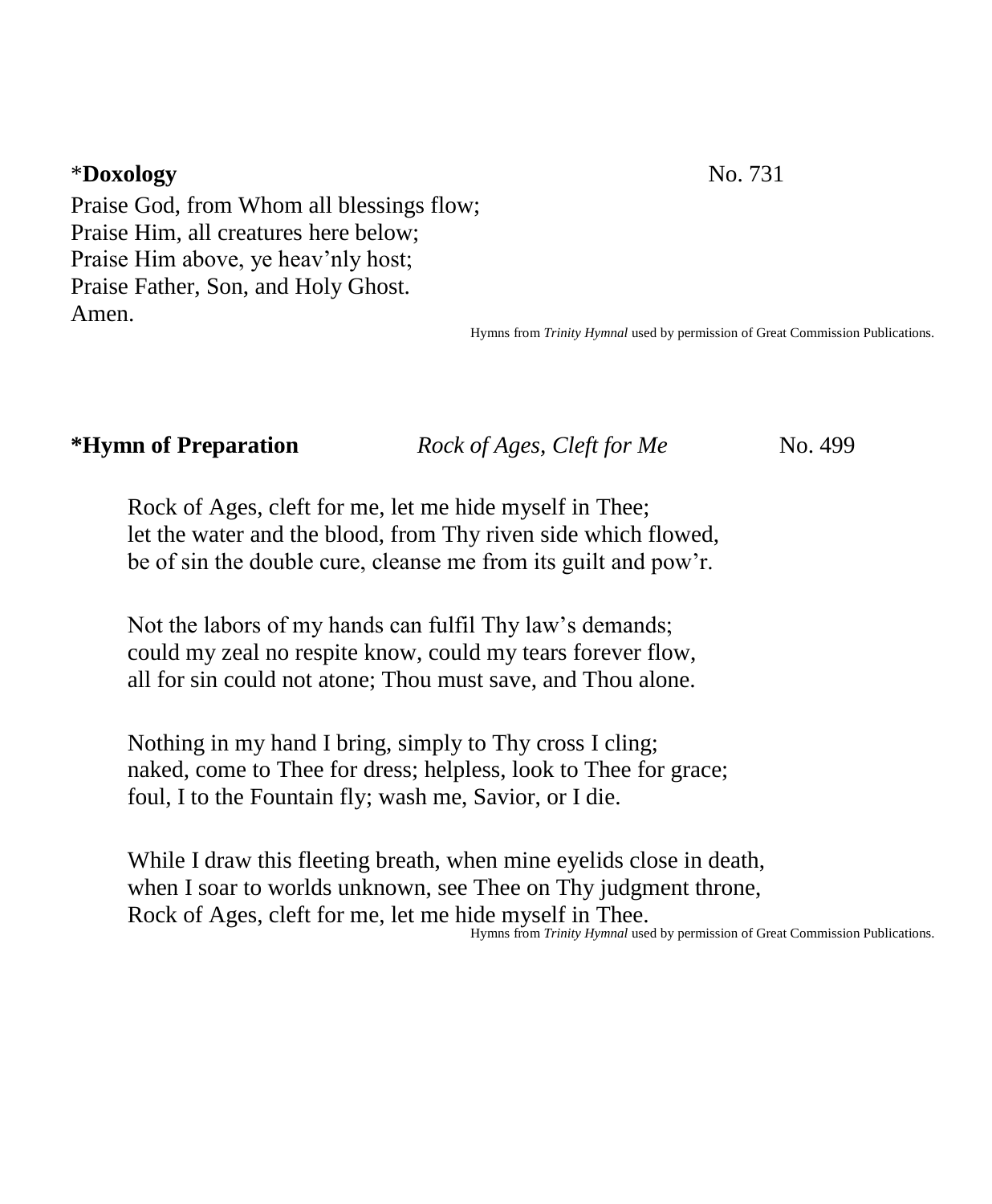*__Doxology__ No. 731

Praise God, from Whom all blessings flow;
Praise Him, all creatures here below;
Praise Him above, ye heav'nly host;
Praise Father, Son, and Holy Ghost.
Amen.

Hymns from *Trinity Hymnal* used by permission of Great Commission Publications.

**\*Hymn of Preparation** *Rock of Ages, Cleft for Me* No. 499

Rock of Ages, cleft for me, let me hide myself in Thee;
let the water and the blood, from Thy riven side which flowed,
be of sin the double cure, cleanse me from its guilt and pow'r.

Not the labors of my hands can fulfil Thy law's demands;
could my zeal no respite know, could my tears forever flow,
all for sin could not atone; Thou must save, and Thou alone.

Nothing in my hand I bring, simply to Thy cross I cling;
naked, come to Thee for dress; helpless, look to Thee for grace;
foul, I to the Fountain fly; wash me, Savior, or I die.

While I draw this fleeting breath, when mine eyelids close in death,
when I soar to worlds unknown, see Thee on Thy judgment throne,
Rock of Ages, cleft for me, let me hide myself in Thee.

Hymns from *Trinity Hymnal* used by permission of Great Commission Publications.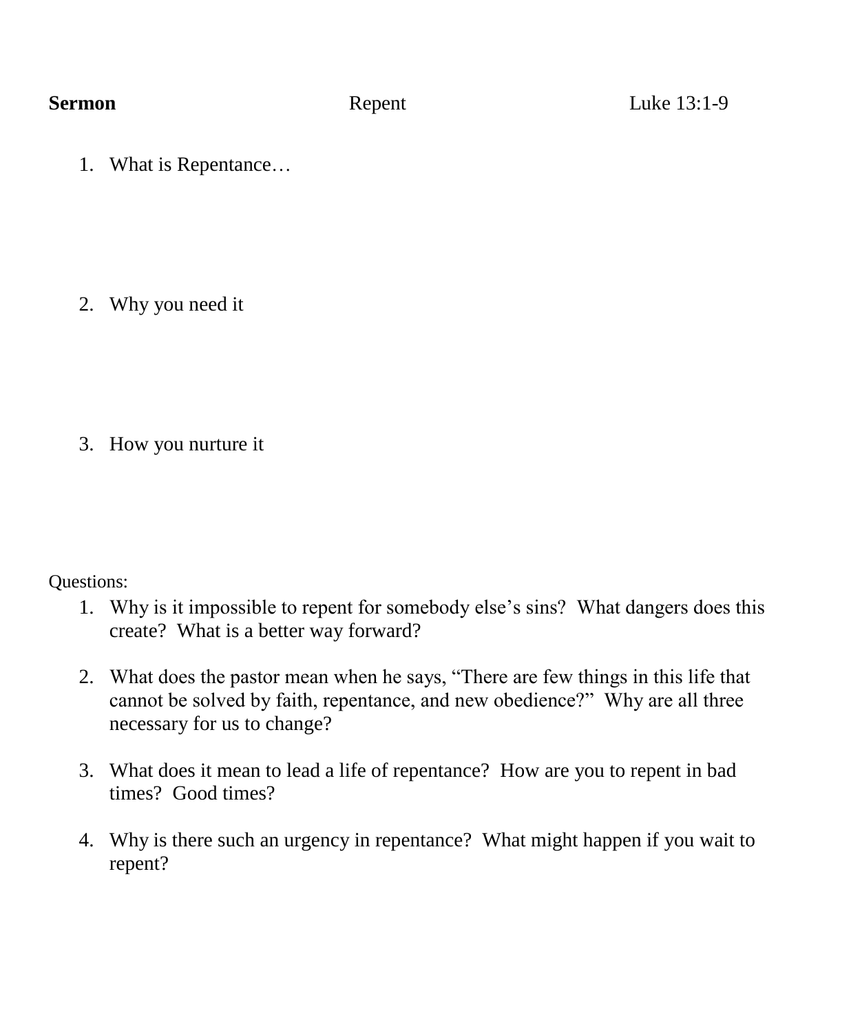**Sermon** Repent Luke 13:1-9

1. What is Repentance…

2. Why you need it

3. How you nurture it

Questions:

1. Why is it impossible to repent for somebody else's sins? What dangers does this create? What is a better way forward?

2. What does the pastor mean when he says, "There are few things in this life that cannot be solved by faith, repentance, and new obedience?" Why are all three necessary for us to change?

3. What does it mean to lead a life of repentance? How are you to repent in bad times? Good times?

4. Why is there such an urgency in repentance? What might happen if you wait to repent?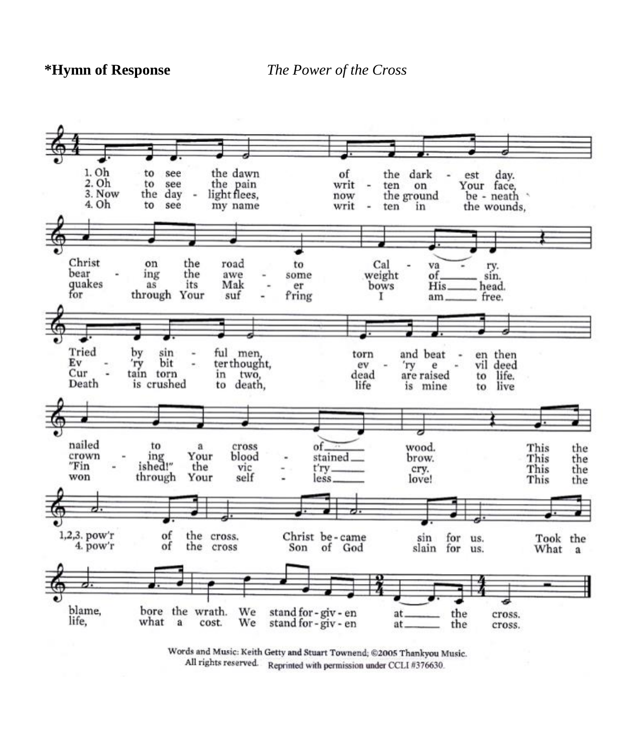**\*Hymn of Response** *The Power of the Cross*

1. Oh to see the dawn of the dark - est day.
2. Oh to see the pain writ - ten on Your face,
3. Now the day - light flees, now the ground be - neath
4. Oh to see my name writ - ten in the wounds,

Christ on the road to Cal - va - ry.
bear - ing the awe - some weight of sin.
quakes as its Mak - er bows His head.
for through Your suf - f'ring I am free.

Tried by sin - ful men, torn and beat - en then
Ev - 'ry bit - ter thought, ev - 'ry e - vil deed
Cur - tain torn in two, dead are raised to life.
Death is crushed to death, life is mine to live

nailed to a cross of wood. This the
crown - ing Your blood - stained brow. This the
"Fin - ished!" the vic - t'ry cry. This the
won through Your self - less love! This the

1,2,3. pow'r of the cross. Christ be - came sin for us. Took the
4. pow'r of the cross Son of God slain for us. What a

blame, bore the wrath. We stand for - giv - en at the cross.
life, what a cost. We stand for - giv - en at the cross.

Words and Music: Keith Getty and Stuart Townend; ©2005 Thankyou Music.
All rights reserved. Reprinted with permission under CCLI #376630.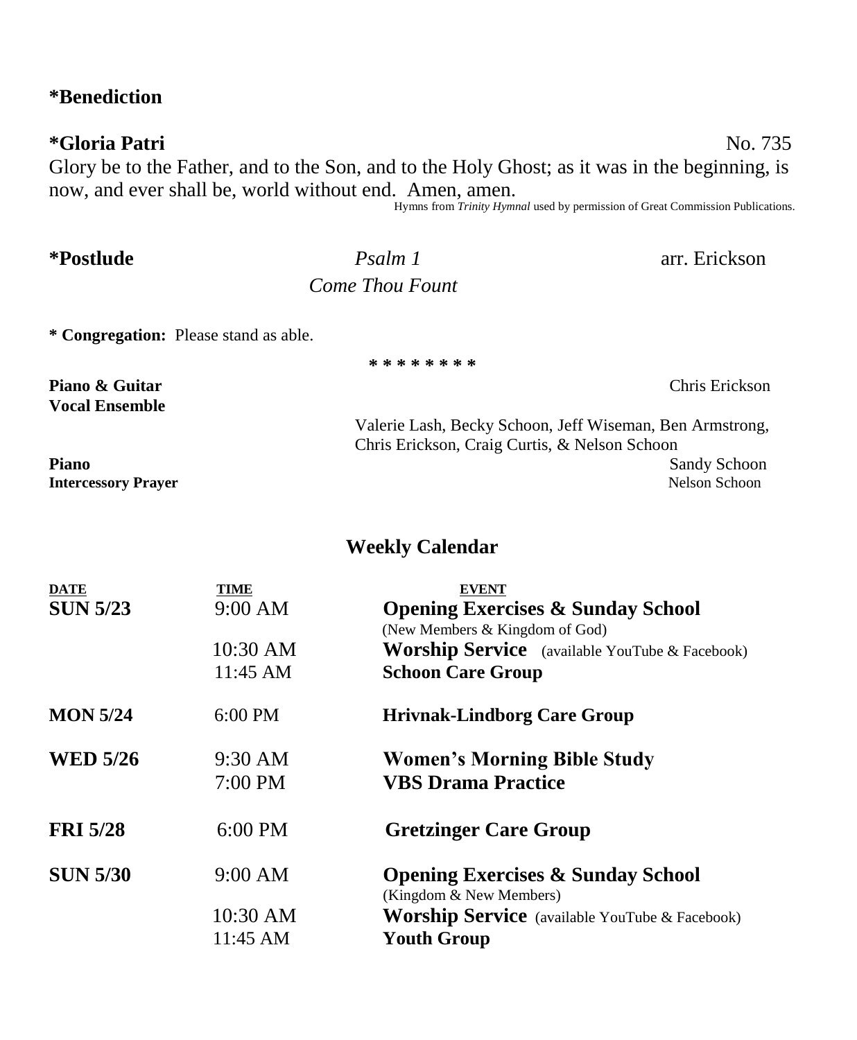**\*Benediction**

**\*Gloria Patri** No. 735

Glory be to the Father, and to the Son, and to the Holy Ghost; as it was in the beginning, is now, and ever shall be, world without end. Amen, amen.

Hymns from *Trinity Hymnal* used by permission of Great Commission Publications.

**\*Postlude** *Psalm 1* arr. Erickson

*Come Thou Fount*

**\* Congregation:** Please stand as able.

\* \* \* \* \* \* \* \*

**Piano & Guitar** Chris Erickson

**Vocal Ensemble**

Valerie Lash, Becky Schoon, Jeff Wiseman, Ben Armstrong, Chris Erickson, Craig Curtis, & Nelson Schoon

**Piano** Sandy Schoon

**Intercessory Prayer** Nelson Schoon

## Weekly Calendar

| DATE | TIME | EVENT |
|---|---|---|
| **SUN 5/23** | 9:00 AM | **Opening Exercises & Sunday School** (New Members & Kingdom of God) |
| | 10:30 AM | **Worship Service** (available YouTube & Facebook) |
| | 11:45 AM | **Schoon Care Group** |
| **MON 5/24** | 6:00 PM | **Hrivnak-Lindborg Care Group** |
| **WED 5/26** | 9:30 AM | **Women's Morning Bible Study** |
| | 7:00 PM | **VBS Drama Practice** |
| **FRI 5/28** | 6:00 PM | **Gretzinger Care Group** |
| **SUN 5/30** | 9:00 AM | **Opening Exercises & Sunday School** (Kingdom & New Members) |
| | 10:30 AM | **Worship Service** (available YouTube & Facebook) |
| | 11:45 AM | **Youth Group** |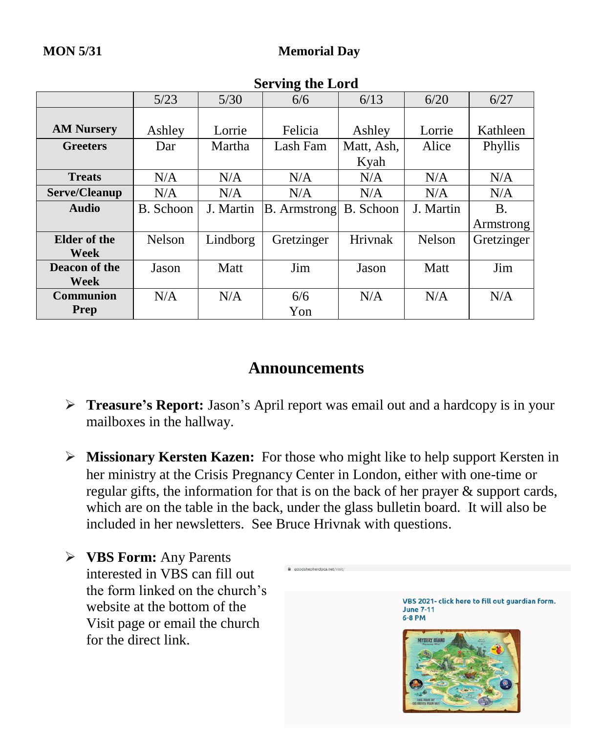**MON 5/31** **Memorial Day**

**Serving the Lord**

| | 5/23 | 5/30 | 6/6 | 6/13 | 6/20 | 6/27 |
|---|---|---|---|---|---|---|
| **AM Nursery** | Ashley | Lorrie | Felicia | Ashley | Lorrie | Kathleen |
| **Greeters** | Dar | Martha | Lash Fam | Matt, Ash, Kyah | Alice | Phyllis |
| **Treats** | N/A | N/A | N/A | N/A | N/A | N/A |
| **Serve/Cleanup** | N/A | N/A | N/A | N/A | N/A | N/A |
| **Audio** | B. Schoon | J. Martin | B. Armstrong | B. Schoon | J. Martin | B. Armstrong |
| **Elder of the Week** | Nelson | Lindborg | Gretzinger | Hrivnak | Nelson | Gretzinger |
| **Deacon of the Week** | Jason | Matt | Jim | Jason | Matt | Jim |
| **Communion Prep** | N/A | N/A | 6/6 Yon | N/A | N/A | N/A |

## Announcements

- **Treasure's Report:** Jason's April report was email out and a hardcopy is in your mailboxes in the hallway.

- **Missionary Kersten Kazen:** For those who might like to help support Kersten in her ministry at the Crisis Pregnancy Center in London, either with one-time or regular gifts, the information for that is on the back of her prayer & support cards, which are on the table in the back, under the glass bulletin board. It will also be included in her newsletters. See Bruce Hrivnak with questions.

- **VBS Form:** Any Parents interested in VBS can fill out the form linked on the church's website at the bottom of the Visit page or email the church for the direct link.

goodshepherdpca.net/visit/

VBS 2021- click here to fill out guardian form.
June 7-11
6-8 PM